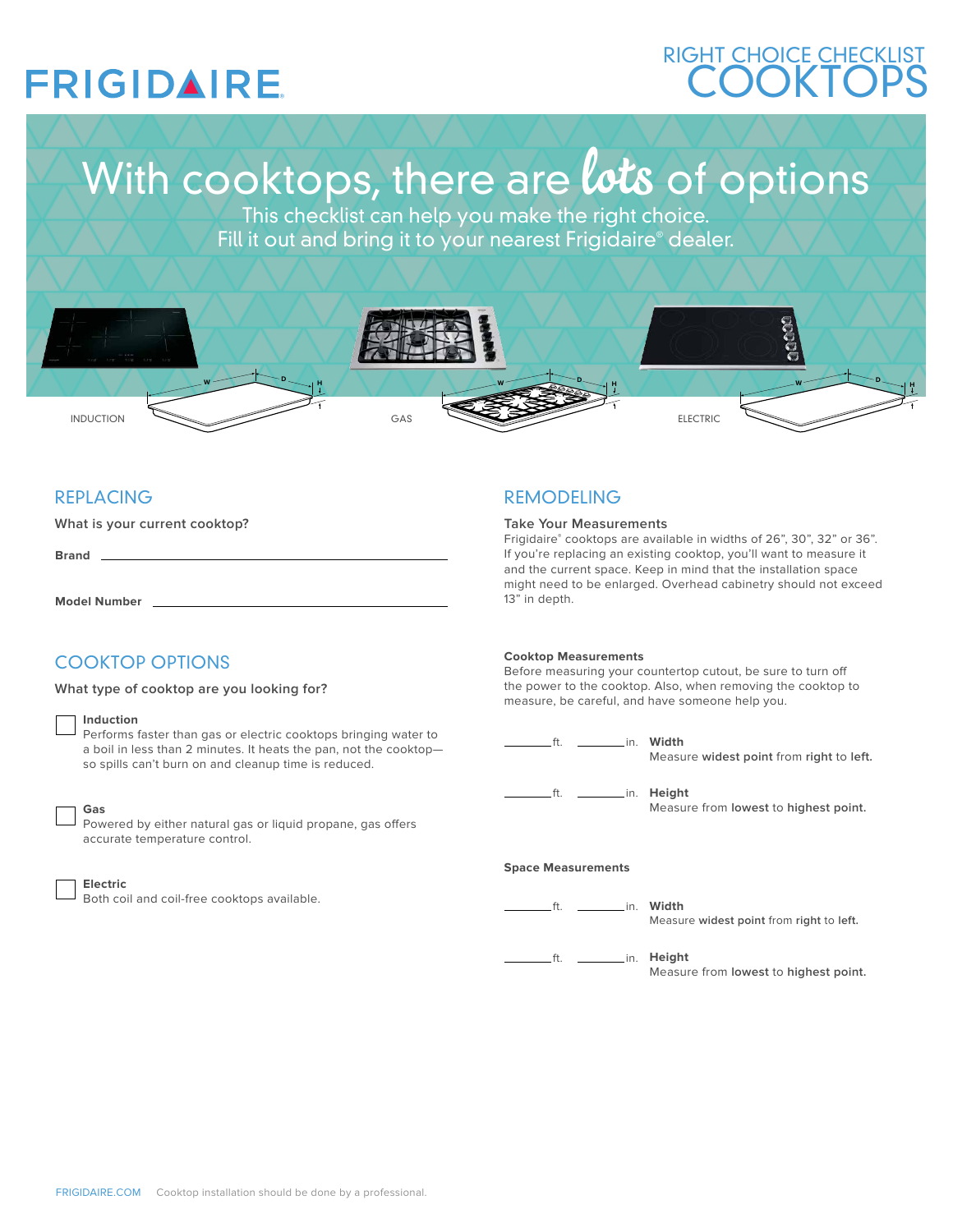# FRIGIDAIRE

## RIGHT CHOICE CHECKLIST COOKTOPS

# With cooktops, there are *lots* of options

This checklist can help you make the right choice.
Fill it out and bring it to your nearest Frigidaire® dealer.

INDUCTION

GAS

ELECTRIC

## REPLACING

**What is your current cooktop?**

**Brand** ______________________________

**Model Number** ______________________________

## COOKTOP OPTIONS

**What type of cooktop are you looking for?**

☐ **Induction**
Performs faster than gas or electric cooktops bringing water to a boil in less than 2 minutes. It heats the pan, not the cooktop—so spills can't burn on and cleanup time is reduced.

☐ **Gas**
Powered by either natural gas or liquid propane, gas offers accurate temperature control.

☐ **Electric**
Both coil and coil-free cooktops available.

## REMODELING

**Take Your Measurements**

Frigidaire® cooktops are available in widths of 26", 30", 32" or 36". If you're replacing an existing cooktop, you'll want to measure it and the current space. Keep in mind that the installation space might need to be enlarged. Overhead cabinetry should not exceed 13" in depth.

**Cooktop Measurements**

Before measuring your countertop cutout, be sure to turn off the power to the cooktop. Also, when removing the cooktop to measure, be careful, and have someone help you.

_______ft. _______in. **Width**
Measure **widest point** from **right** to **left.**

_______ft. _______in. **Height**
Measure from **lowest** to **highest point.**

**Space Measurements**

_______ft. _______in. **Width**
Measure **widest point** from **right** to **left.**

_______ft. _______in. **Height**
Measure from **lowest** to **highest point.**

FRIGIDAIRE.COM Cooktop installation should be done by a professional.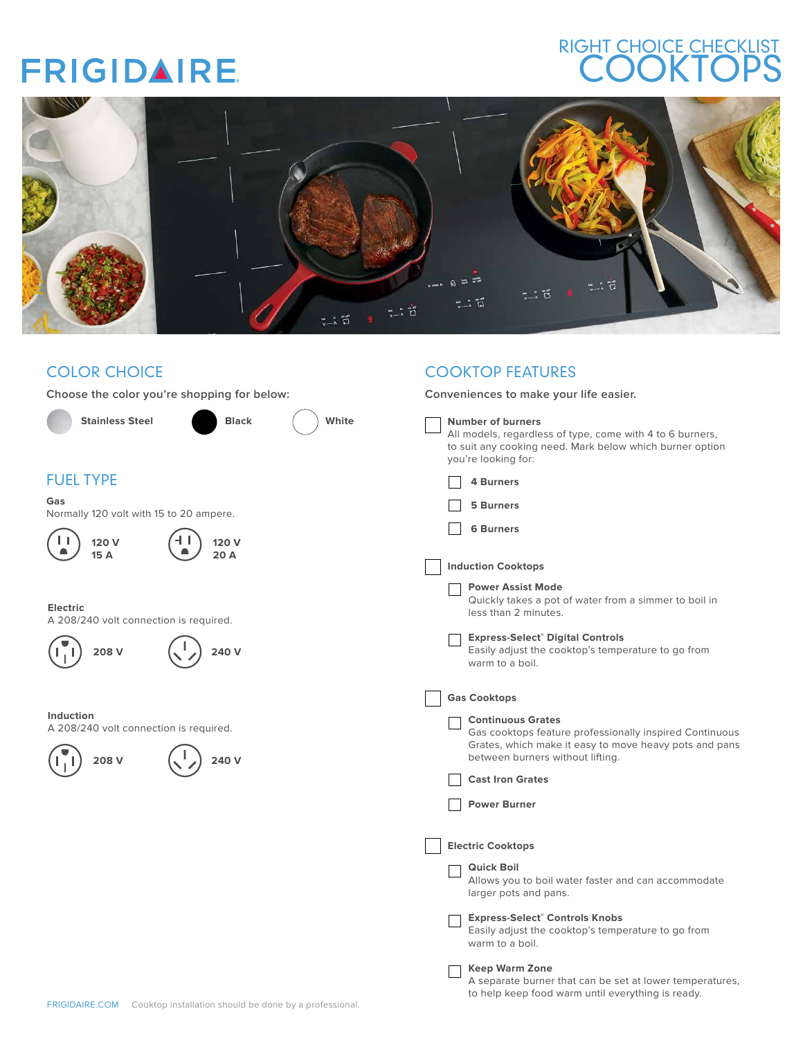FRIGIDAIRE

RIGHT CHOICE CHECKLIST

# COOKTOPS

## COLOR CHOICE

Choose the color you're shopping for below:

- **Stainless Steel**
- **Black**
- **White**

## FUEL TYPE

**Gas**
Normally 120 volt with 15 to 20 ampere.

- **120 V 15 A**
- **120 V 20 A**

**Electric**
A 208/240 volt connection is required.

- **208 V**
- **240 V**

**Induction**
A 208/240 volt connection is required.

- **208 V**
- **240 V**

## COOKTOP FEATURES

Conveniences to make your life easier.

- [ ] **Number of burners**
  All models, regardless of type, come with 4 to 6 burners, to suit any cooking need. Mark below which burner option you're looking for:
  - [ ] **4 Burners**
  - [ ] **5 Burners**
  - [ ] **6 Burners**

- [ ] **Induction Cooktops**
  - [ ] **Power Assist Mode**
    Quickly takes a pot of water from a simmer to boil in less than 2 minutes.
  - [ ] **Express-Select® Digital Controls**
    Easily adjust the cooktop's temperature to go from warm to a boil.

- [ ] **Gas Cooktops**
  - [ ] **Continuous Grates**
    Gas cooktops feature professionally inspired Continuous Grates, which make it easy to move heavy pots and pans between burners without lifting.
  - [ ] **Cast Iron Grates**
  - [ ] **Power Burner**

- [ ] **Electric Cooktops**
  - [ ] **Quick Boil**
    Allows you to boil water faster and can accommodate larger pots and pans.
  - [ ] **Express-Select® Controls Knobs**
    Easily adjust the cooktop's temperature to go from warm to a boil.
  - [ ] **Keep Warm Zone**
    A separate burner that can be set at lower temperatures, to help keep food warm until everything is ready.

FRIGIDAIRE.COM Cooktop installation should be done by a professional.